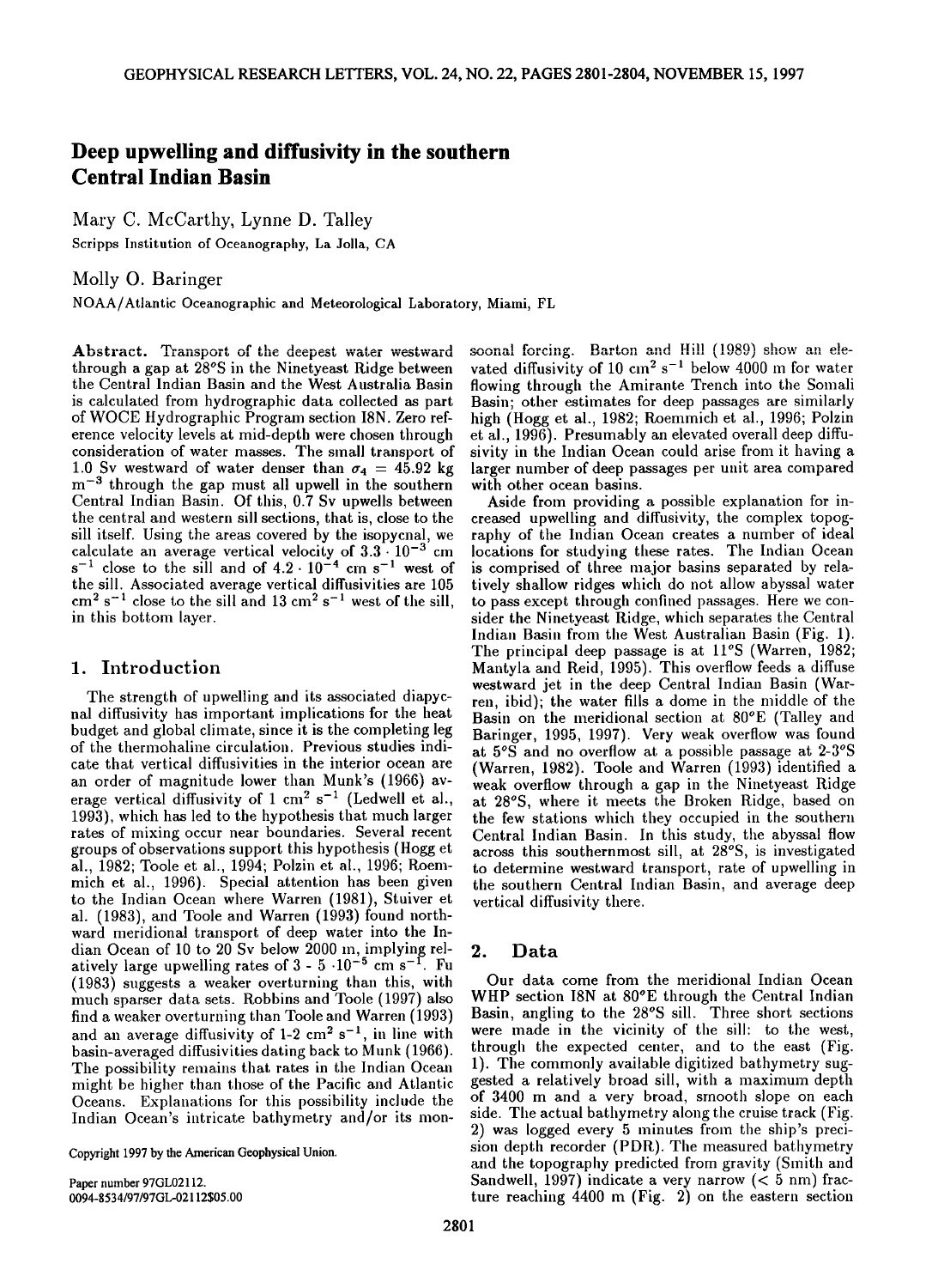# Deep upwelling and diffusivity in the southern Central Indian Basin

Mary C. McCarthy, Lynne D. Talley
Scripps Institution of Oceanography, La Jolla, CA

Molly O. Baringer
NOAA/Atlantic Oceanographic and Meteorological Laboratory, Miami, FL

**Abstract.** Transport of the deepest water westward through a gap at 28°S in the Ninetyeast Ridge between the Central Indian Basin and the West Australia Basin is calculated from hydrographic data collected as part of WOCE Hydrographic Program section I8N. Zero reference velocity levels at mid-depth were chosen through consideration of water masses. The small transport of 1.0 Sv westward of water denser than $\sigma_4 = 45.92$ kg m$^{-3}$ through the gap must all upwell in the southern Central Indian Basin. Of this, 0.7 Sv upwells between the central and western sill sections, that is, close to the sill itself. Using the areas covered by the isopycnal, we calculate an average vertical velocity of $3.3 \cdot 10^{-3}$ cm s$^{-1}$ close to the sill and of $4.2 \cdot 10^{-4}$ cm s$^{-1}$ west of the sill. Associated average vertical diffusivities are 105 cm$^2$ s$^{-1}$ close to the sill and 13 cm$^2$ s$^{-1}$ west of the sill, in this bottom layer.

## 1. Introduction

The strength of upwelling and its associated diapycnal diffusivity has important implications for the heat budget and global climate, since it is the completing leg of the thermohaline circulation. Previous studies indicate that vertical diffusivities in the interior ocean are an order of magnitude lower than Munk's (1966) average vertical diffusivity of 1 cm$^2$ s$^{-1}$ (Ledwell et al., 1993), which has led to the hypothesis that much larger rates of mixing occur near boundaries. Several recent groups of observations support this hypothesis (Hogg et al., 1982; Toole et al., 1994; Polzin et al., 1996; Roemmich et al., 1996). Special attention has been given to the Indian Ocean where Warren (1981), Stuiver et al. (1983), and Toole and Warren (1993) found northward meridional transport of deep water into the Indian Ocean of 10 to 20 Sv below 2000 m, implying relatively large upwelling rates of 3 - 5 $\cdot 10^{-5}$ cm s$^{-1}$. Fu (1983) suggests a weaker overturning than this, with much sparser data sets. Robbins and Toole (1997) also find a weaker overturning than Toole and Warren (1993) and an average diffusivity of 1-2 cm$^2$ s$^{-1}$, in line with basin-averaged diffusivities dating back to Munk (1966). The possibility remains that rates in the Indian Ocean might be higher than those of the Pacific and Atlantic Oceans. Explanations for this possibility include the Indian Ocean's intricate bathymetry and/or its monsoonal forcing. Barton and Hill (1989) show an elevated diffusivity of 10 cm$^2$ s$^{-1}$ below 4000 m for water flowing through the Amirante Trench into the Somali Basin; other estimates for deep passages are similarly high (Hogg et al., 1982; Roemmich et al., 1996; Polzin et al., 1996). Presumably an elevated overall deep diffusivity in the Indian Ocean could arise from it having a larger number of deep passages per unit area compared with other ocean basins.

Aside from providing a possible explanation for increased upwelling and diffusivity, the complex topography of the Indian Ocean creates a number of ideal locations for studying these rates. The Indian Ocean is comprised of three major basins separated by relatively shallow ridges which do not allow abyssal water to pass except through confined passages. Here we consider the Ninetyeast Ridge, which separates the Central Indian Basin from the West Australian Basin (Fig. 1). The principal deep passage is at 11°S (Warren, 1982; Mantyla and Reid, 1995). This overflow feeds a diffuse westward jet in the deep Central Indian Basin (Warren, ibid); the water fills a dome in the middle of the Basin on the meridional section at 80°E (Talley and Baringer, 1995, 1997). Very weak overflow was found at 5°S and no overflow at a possible passage at 2-3°S (Warren, 1982). Toole and Warren (1993) identified a weak overflow through a gap in the Ninetyeast Ridge at 28°S, where it meets the Broken Ridge, based on the few stations which they occupied in the southern Central Indian Basin. In this study, the abyssal flow across this southernmost sill, at 28°S, is investigated to determine westward transport, rate of upwelling in the southern Central Indian Basin, and average deep vertical diffusivity there.

## 2. Data

Our data come from the meridional Indian Ocean WHP section I8N at 80°E through the Central Indian Basin, angling to the 28°S sill. Three short sections were made in the vicinity of the sill: to the west, through the expected center, and to the east (Fig. 1). The commonly available digitized bathymetry suggested a relatively broad sill, with a maximum depth of 3400 m and a very broad, smooth slope on each side. The actual bathymetry along the cruise track (Fig. 2) was logged every 5 minutes from the ship's precision depth recorder (PDR). The measured bathymetry and the topography predicted from gravity (Smith and Sandwell, 1997) indicate a very narrow (< 5 nm) fracture reaching 4400 m (Fig. 2) on the eastern section

Copyright 1997 by the American Geophysical Union.

Paper number 97GL02112.
0094-8534/97/97GL-02112$05.00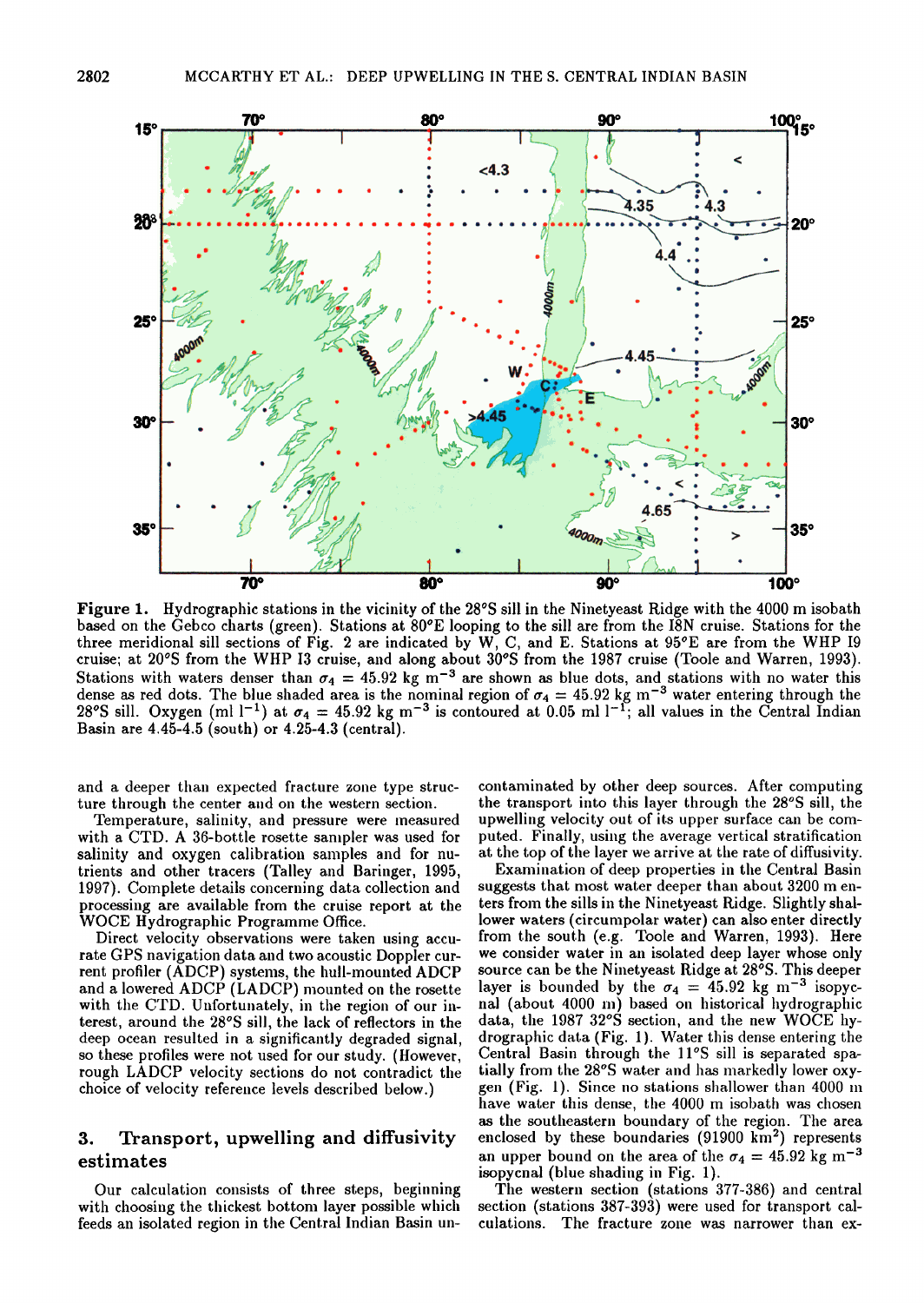**Figure 1.** Hydrographic stations in the vicinity of the 28°S sill in the Ninetyeast Ridge with the 4000 m isobath based on the Gebco charts (green). Stations at 80°E looping to the sill are from the I8N cruise. Stations for the three meridional sill sections of Fig. 2 are indicated by W, C, and E. Stations at 95°E are from the WHP I9 cruise; at 20°S from the WHP I3 cruise, and along about 30°S from the 1987 cruise (Toole and Warren, 1993). Stations with waters denser than $\sigma_4$ = 45.92 kg m$^{-3}$ are shown as blue dots, and stations with no water this dense as red dots. The blue shaded area is the nominal region of $\sigma_4$ = 45.92 kg m$^{-3}$ water entering through the 28°S sill. Oxygen (ml l$^{-1}$) at $\sigma_4$ = 45.92 kg m$^{-3}$ is contoured at 0.05 ml l$^{-1}$; all values in the Central Indian Basin are 4.45-4.5 (south) or 4.25-4.3 (central).

and a deeper than expected fracture zone type structure through the center and on the western section.

Temperature, salinity, and pressure were measured with a CTD. A 36-bottle rosette sampler was used for salinity and oxygen calibration samples and for nutrients and other tracers (Talley and Baringer, 1995, 1997). Complete details concerning data collection and processing are available from the cruise report at the WOCE Hydrographic Programme Office.

Direct velocity observations were taken using accurate GPS navigation data and two acoustic Doppler current profiler (ADCP) systems, the hull-mounted ADCP and a lowered ADCP (LADCP) mounted on the rosette with the CTD. Unfortunately, in the region of our interest, around the 28°S sill, the lack of reflectors in the deep ocean resulted in a significantly degraded signal, so these profiles were not used for our study. (However, rough LADCP velocity sections do not contradict the choice of velocity reference levels described below.)

## 3. Transport, upwelling and diffusivity estimates

Our calculation consists of three steps, beginning with choosing the thickest bottom layer possible which feeds an isolated region in the Central Indian Basin uncontaminated by other deep sources. After computing the transport into this layer through the 28°S sill, the upwelling velocity out of its upper surface can be computed. Finally, using the average vertical stratification at the top of the layer we arrive at the rate of diffusivity.

Examination of deep properties in the Central Basin suggests that most water deeper than about 3200 m enters from the sills in the Ninetyeast Ridge. Slightly shallower waters (circumpolar water) can also enter directly from the south (e.g. Toole and Warren, 1993). Here we consider water in an isolated deep layer whose only source can be the Ninetyeast Ridge at 28°S. This deeper layer is bounded by the $\sigma_4$ = 45.92 kg m$^{-3}$ isopycnal (about 4000 m) based on historical hydrographic data, the 1987 32°S section, and the new WOCE hydrographic data (Fig. 1). Water this dense entering the Central Basin through the 11°S sill is separated spatially from the 28°S water and has markedly lower oxygen (Fig. 1). Since no stations shallower than 4000 m have water this dense, the 4000 m isobath was chosen as the southeastern boundary of the region. The area enclosed by these boundaries (91900 km$^2$) represents an upper bound on the area of the $\sigma_4$ = 45.92 kg m$^{-3}$ isopycnal (blue shading in Fig. 1).

The western section (stations 377-386) and central section (stations 387-393) were used for transport calculations. The fracture zone was narrower than ex-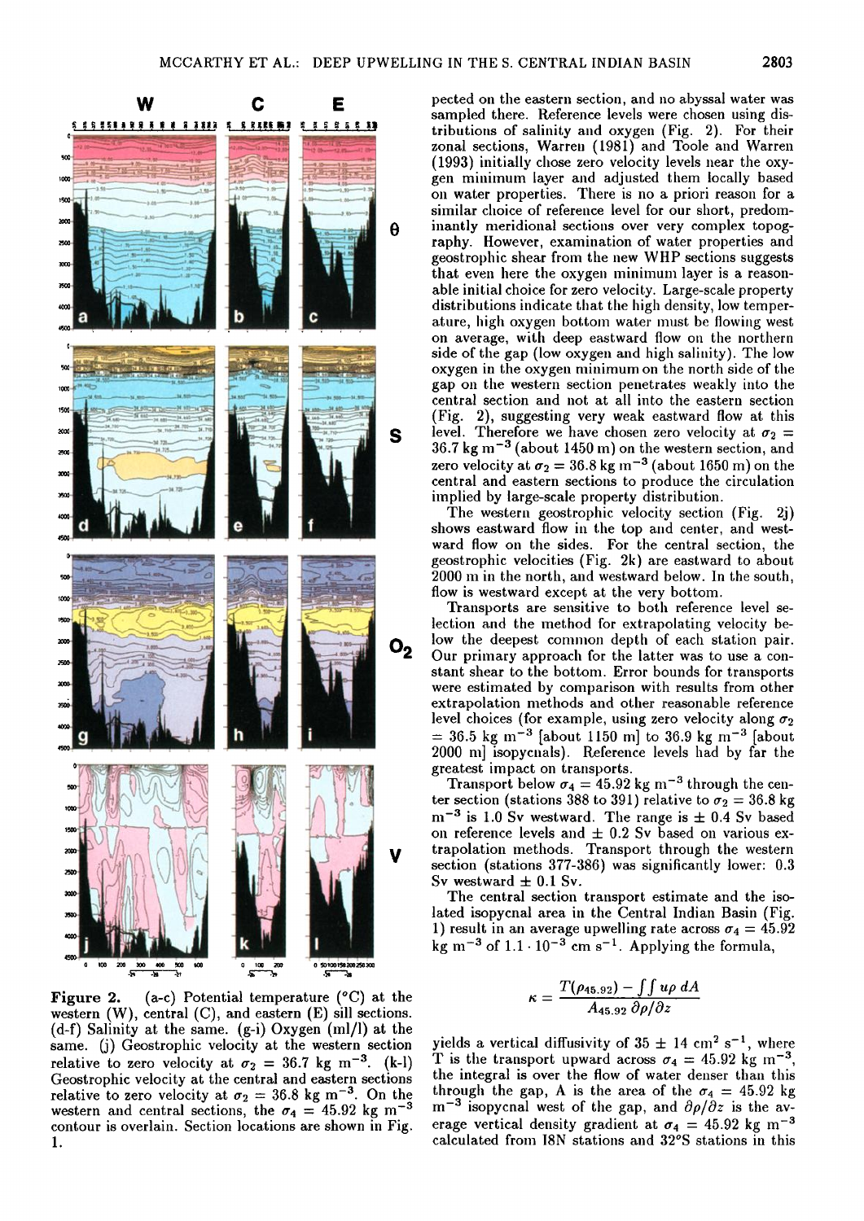**Figure 2.** (a-c) Potential temperature (°C) at the western (W), central (C), and eastern (E) sill sections. (d-f) Salinity at the same. (g-i) Oxygen (ml/l) at the same. (j) Geostrophic velocity at the western section relative to zero velocity at $\sigma_2 = 36.7$ kg m$^{-3}$. (k-l) Geostrophic velocity at the central and eastern sections relative to zero velocity at $\sigma_2 = 36.8$ kg m$^{-3}$. On the western and central sections, the $\sigma_4 = 45.92$ kg m$^{-3}$ contour is overlain. Section locations are shown in Fig. 1.

pected on the eastern section, and no abyssal water was sampled there. Reference levels were chosen using distributions of salinity and oxygen (Fig. 2). For their zonal sections, Warren (1981) and Toole and Warren (1993) initially chose zero velocity levels near the oxygen minimum layer and adjusted them locally based on water properties. There is no a priori reason for a similar choice of reference level for our short, predominantly meridional sections over very complex topography. However, examination of water properties and geostrophic shear from the new WHP sections suggests that even here the oxygen minimum layer is a reasonable initial choice for zero velocity. Large-scale property distributions indicate that the high density, low temperature, high oxygen bottom water must be flowing west on average, with deep eastward flow on the northern side of the gap (low oxygen and high salinity). The low oxygen in the oxygen minimum on the north side of the gap on the western section penetrates weakly into the central section and not at all into the eastern section (Fig. 2), suggesting very weak eastward flow at this level. Therefore we have chosen zero velocity at $\sigma_2 = 36.7$ kg m$^{-3}$ (about 1450 m) on the western section, and zero velocity at $\sigma_2 = 36.8$ kg m$^{-3}$ (about 1650 m) on the central and eastern sections to produce the circulation implied by large-scale property distribution.

The western geostrophic velocity section (Fig. 2j) shows eastward flow in the top and center, and westward flow on the sides. For the central section, the geostrophic velocities (Fig. 2k) are eastward to about 2000 m in the north, and westward below. In the south, flow is westward except at the very bottom.

Transports are sensitive to both reference level selection and the method for extrapolating velocity below the deepest common depth of each station pair. Our primary approach for the latter was to use a constant shear to the bottom. Error bounds for transports were estimated by comparison with results from other extrapolation methods and other reasonable reference level choices (for example, using zero velocity along $\sigma_2 = 36.5$ kg m$^{-3}$ [about 1150 m] to 36.9 kg m$^{-3}$ [about 2000 m] isopycnals). Reference levels had by far the greatest impact on transports.

Transport below $\sigma_4 = 45.92$ kg m$^{-3}$ through the center section (stations 388 to 391) relative to $\sigma_2 = 36.8$ kg m$^{-3}$ is 1.0 Sv westward. The range is $\pm$ 0.4 Sv based on reference levels and $\pm$ 0.2 Sv based on various extrapolation methods. Transport through the western section (stations 377-386) was significantly lower: 0.3 Sv westward $\pm$ 0.1 Sv.

The central section transport estimate and the isolated isopycnal area in the Central Indian Basin (Fig. 1) result in an average upwelling rate across $\sigma_4 = 45.92$ kg m$^{-3}$ of $1.1 \cdot 10^{-3}$ cm s$^{-1}$. Applying the formula,

$$\kappa = \frac{T(\rho_{45.92}) - \iint u\rho \, dA}{A_{45.92} \, \partial\rho/\partial z}$$

yields a vertical diffusivity of $35 \pm 14$ cm$^2$ s$^{-1}$, where $T$ is the transport upward across $\sigma_4 = 45.92$ kg m$^{-3}$, the integral is over the flow of water denser than this through the gap, $A$ is the area of the $\sigma_4 = 45.92$ kg m$^{-3}$ isopycnal west of the gap, and $\partial\rho/\partial z$ is the average vertical density gradient at $\sigma_4 = 45.92$ kg m$^{-3}$ calculated from I8N stations and 32°S stations in this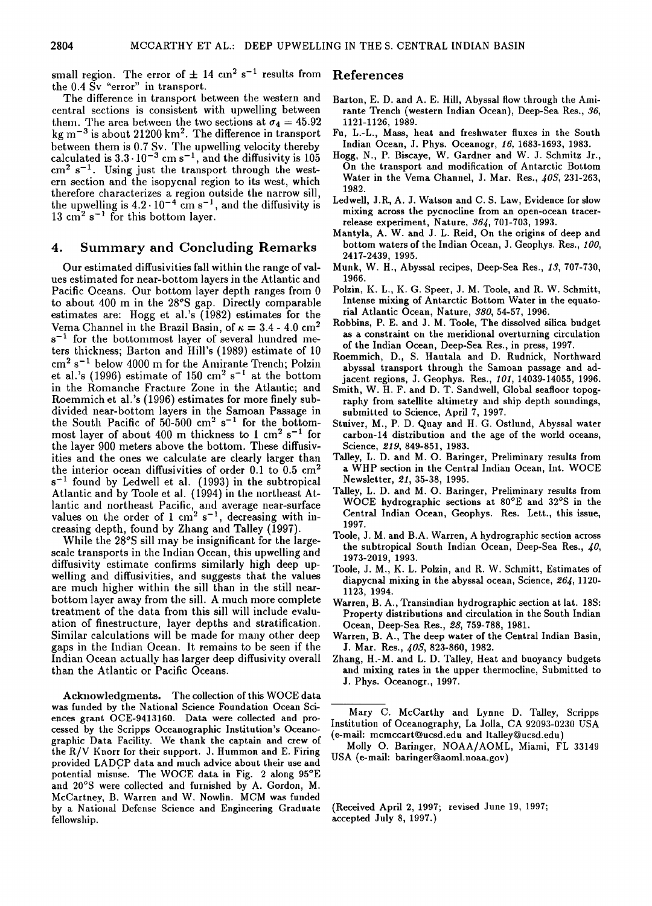small region. The error of $\pm$ 14 cm$^2$ s$^{-1}$ results from the 0.4 Sv "error" in transport.

The difference in transport between the western and central sections is consistent with upwelling between them. The area between the two sections at $\sigma_4 = 45.92$ kg m$^{-3}$ is about 21200 km$^2$. The difference in transport between them is 0.7 Sv. The upwelling velocity thereby calculated is $3.3 \cdot 10^{-3}$ cm s$^{-1}$, and the diffusivity is 105 cm$^2$ s$^{-1}$. Using just the transport through the western section and the isopycnal region to its west, which therefore characterizes a region outside the narrow sill, the upwelling is $4.2 \cdot 10^{-4}$ cm s$^{-1}$, and the diffusivity is 13 cm$^2$ s$^{-1}$ for this bottom layer.

## 4. Summary and Concluding Remarks

Our estimated diffusivities fall within the range of values estimated for near-bottom layers in the Atlantic and Pacific Oceans. Our bottom layer depth ranges from 0 to about 400 m in the 28°S gap. Directly comparable estimates are: Hogg et al.'s (1982) estimates for the Vema Channel in the Brazil Basin, of $\kappa$ = 3.4 - 4.0 cm$^2$ s$^{-1}$ for the bottommost layer of several hundred meters thickness; Barton and Hill's (1989) estimate of 10 cm$^2$ s$^{-1}$ below 4000 m for the Amirante Trench; Polzin et al.'s (1996) estimate of 150 cm$^2$ s$^{-1}$ at the bottom in the Romanche Fracture Zone in the Atlantic; and Roemmich et al.'s (1996) estimates for more finely subdivided near-bottom layers in the Samoan Passage in the South Pacific of 50-500 cm$^2$ s$^{-1}$ for the bottommost layer of about 400 m thickness to 1 cm$^2$ s$^{-1}$ for the layer 900 meters above the bottom. These diffusivities and the ones we calculate are clearly larger than the interior ocean diffusivities of order 0.1 to 0.5 cm$^2$ s$^{-1}$ found by Ledwell et al. (1993) in the subtropical Atlantic and by Toole et al. (1994) in the northeast Atlantic and northeast Pacific, and average near-surface values on the order of 1 cm$^2$ s$^{-1}$, decreasing with increasing depth, found by Zhang and Talley (1997).

While the 28°S sill may be insignificant for the large-scale transports in the Indian Ocean, this upwelling and diffusivity estimate confirms similarly high deep upwelling and diffusivities, and suggests that the values are much higher within the sill than in the still near-bottom layer away from the sill. A much more complete treatment of the data from this sill will include evaluation of finestructure, layer depths and stratification. Similar calculations will be made for many other deep gaps in the Indian Ocean. It remains to be seen if the Indian Ocean actually has larger deep diffusivity overall than the Atlantic or Pacific Oceans.

**Acknowledgments.** The collection of this WOCE data was funded by the National Science Foundation Ocean Sciences grant OCE-9413160. Data were collected and processed by the Scripps Oceanographic Institution's Oceanographic Data Facility. We thank the captain and crew of the R/V Knorr for their support. J. Hummon and E. Firing provided LADCP data and much advice about their use and potential misuse. The WOCE data in Fig. 2 along 95°E and 20°S were collected and furnished by A. Gordon, M. McCartney, B. Warren and W. Nowlin. MCM was funded by a National Defense Science and Engineering Graduate fellowship.

## References

Barton, E. D. and A. E. Hill, Abyssal flow through the Amirante Trench (western Indian Ocean), Deep-Sea Res., *36*, 1121-1126, 1989.

Fu, L.-L., Mass, heat and freshwater fluxes in the South Indian Ocean, J. Phys. Oceanogr, *16*, 1683-1693, 1983.

Hogg, N., P. Biscaye, W. Gardner and W. J. Schmitz Jr., On the transport and modification of Antarctic Bottom Water in the Vema Channel, J. Mar. Res., *40S*, 231-263, 1982.

Ledwell, J.R, A. J. Watson and C. S. Law, Evidence for slow mixing across the pycnocline from an open-ocean tracer-release experiment, Nature, *364*, 701-703, 1993.

Mantyla, A. W. and J. L. Reid, On the origins of deep and bottom waters of the Indian Ocean, J. Geophys. Res., *100*, 2417-2439, 1995.

Munk, W. H., Abyssal recipes, Deep-Sea Res., *13*, 707-730, 1966.

Polzin, K. L., K. G. Speer, J. M. Toole, and R. W. Schmitt, Intense mixing of Antarctic Bottom Water in the equatorial Atlantic Ocean, Nature, *380*, 54-57, 1996.

Robbins, P. E. and J. M. Toole, The dissolved silica budget as a constraint on the meridional overturning circulation of the Indian Ocean, Deep-Sea Res., in press, 1997.

Roemmich, D., S. Hautala and D. Rudnick, Northward abyssal transport through the Samoan passage and adjacent regions, J. Geophys. Res., *101*, 14039-14055, 1996.

Smith, W. H. F. and D. T. Sandwell, Global seafloor topography from satellite altimetry and ship depth soundings, submitted to Science, April 7, 1997.

Stuiver, M., P. D. Quay and H. G. Ostlund, Abyssal water carbon-14 distribution and the age of the world oceans, Science, *219*, 849-851, 1983.

Talley, L. D. and M. O. Baringer, Preliminary results from a WHP section in the Central Indian Ocean, Int. WOCE Newsletter, *21*, 35-38, 1995.

Talley, L. D. and M. O. Baringer, Preliminary results from WOCE hydrographic sections at 80°E and 32°S in the Central Indian Ocean, Geophys. Res. Lett., this issue, 1997.

Toole, J. M. and B.A. Warren, A hydrographic section across the subtropical South Indian Ocean, Deep-Sea Res., *40*, 1973-2019, 1993.

Toole, J. M., K. L. Polzin, and R. W. Schmitt, Estimates of diapycnal mixing in the abyssal ocean, Science, *264*, 1120-1123, 1994.

Warren, B. A., Transindian hydrographic section at lat. 18S: Property distributions and circulation in the South Indian Ocean, Deep-Sea Res., *28*, 759-788, 1981.

Warren, B. A., The deep water of the Central Indian Basin, J. Mar. Res., *40S*, 823-860, 1982.

Zhang, H.-M. and L. D. Talley, Heat and buoyancy budgets and mixing rates in the upper thermocline, Submitted to J. Phys. Oceanogr., 1997.

---

Mary C. McCarthy and Lynne D. Talley, Scripps Institution of Oceanography, La Jolla, CA 92093-0230 USA (e-mail: mcmccart@ucsd.edu and ltalley@ucsd.edu)

Molly O. Baringer, NOAA/AOML, Miami, FL 33149 USA (e-mail: baringer@aoml.noaa.gov)

(Received April 2, 1997; revised June 19, 1997; accepted July 8, 1997.)